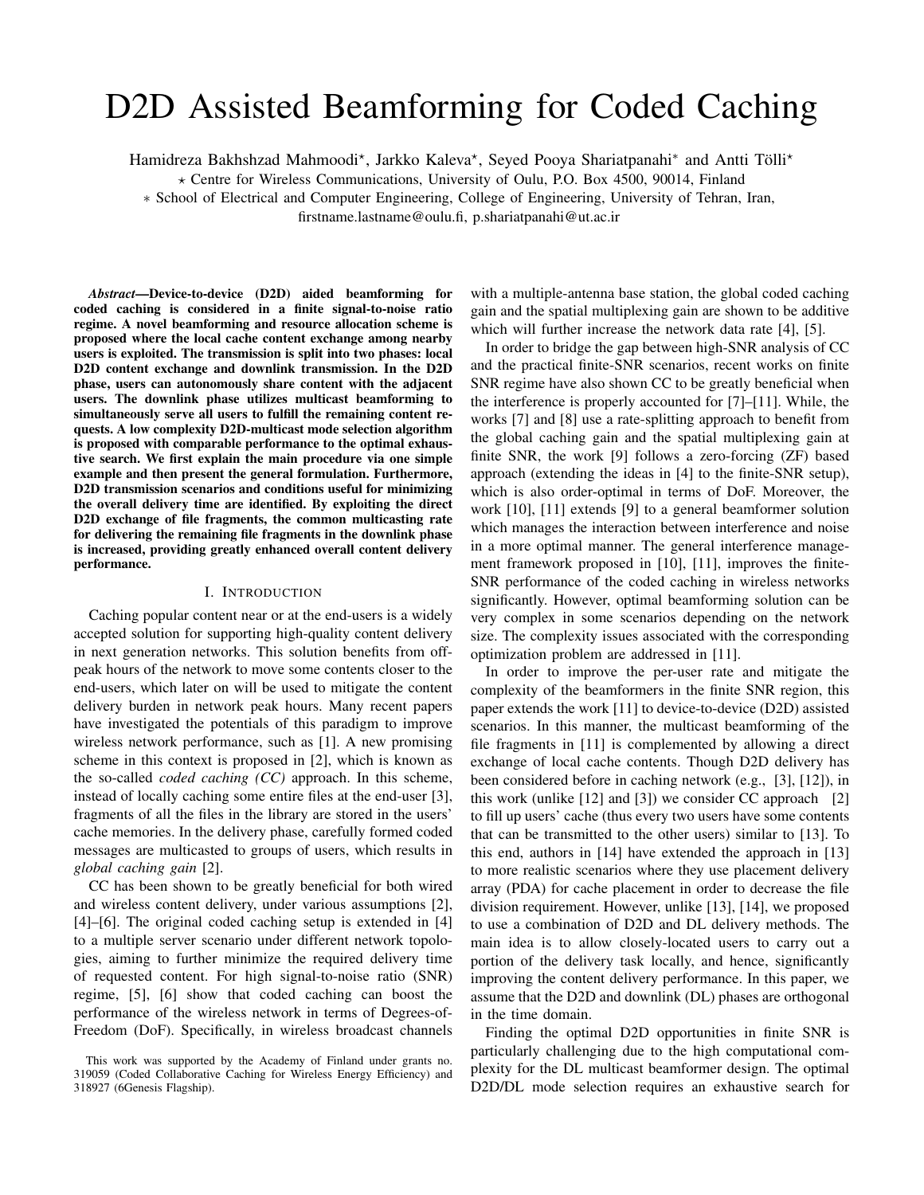# D2D Assisted Beamforming for Coded Caching

Hamidreza Bakhshzad Mahmoodi[⋆], Jarkko Kaleva[⋆], Seyed Pooya Shariatpanahi[∗] and Antti Tölli[⋆]

[⋆] Centre for Wireless Communications, University of Oulu, P.O. Box 4500, 90014, Finland

[∗] School of Electrical and Computer Engineering, College of Engineering, University of Tehran, Iran,

firstname.lastname@oulu.fi, p.shariatpanahi@ut.ac.ir

***Abstract*—Device-to-device (D2D) aided beamforming for coded caching is considered in a finite signal-to-noise ratio regime. A novel beamforming and resource allocation scheme is proposed where the local cache content exchange among nearby users is exploited. The transmission is split into two phases: local D2D content exchange and downlink transmission. In the D2D phase, users can autonomously share content with the adjacent users. The downlink phase utilizes multicast beamforming to simultaneously serve all users to fulfill the remaining content requests. A low complexity D2D-multicast mode selection algorithm is proposed with comparable performance to the optimal exhaustive search. We first explain the main procedure via one simple example and then present the general formulation. Furthermore, D2D transmission scenarios and conditions useful for minimizing the overall delivery time are identified. By exploiting the direct D2D exchange of file fragments, the common multicasting rate for delivering the remaining file fragments in the downlink phase is increased, providing greatly enhanced overall content delivery performance.**

## I. Introduction

Caching popular content near or at the end-users is a widely accepted solution for supporting high-quality content delivery in next generation networks. This solution benefits from off-peak hours of the network to move some contents closer to the end-users, which later on will be used to mitigate the content delivery burden in network peak hours. Many recent papers have investigated the potentials of this paradigm to improve wireless network performance, such as [1]. A new promising scheme in this context is proposed in [2], which is known as the so-called *coded caching (CC)* approach. In this scheme, instead of locally caching some entire files at the end-user [3], fragments of all the files in the library are stored in the users' cache memories. In the delivery phase, carefully formed coded messages are multicasted to groups of users, which results in *global caching gain* [2].

CC has been shown to be greatly beneficial for both wired and wireless content delivery, under various assumptions [2], [4]–[6]. The original coded caching setup is extended in [4] to a multiple server scenario under different network topologies, aiming to further minimize the required delivery time of requested content. For high signal-to-noise ratio (SNR) regime, [5], [6] show that coded caching can boost the performance of the wireless network in terms of Degrees-of-Freedom (DoF). Specifically, in wireless broadcast channels with a multiple-antenna base station, the global coded caching gain and the spatial multiplexing gain are shown to be additive which will further increase the network data rate [4], [5].

In order to bridge the gap between high-SNR analysis of CC and the practical finite-SNR scenarios, recent works on finite SNR regime have also shown CC to be greatly beneficial when the interference is properly accounted for [7]–[11]. While, the works [7] and [8] use a rate-splitting approach to benefit from the global caching gain and the spatial multiplexing gain at finite SNR, the work [9] follows a zero-forcing (ZF) based approach (extending the ideas in [4] to the finite-SNR setup), which is also order-optimal in terms of DoF. Moreover, the work [10], [11] extends [9] to a general beamformer solution which manages the interaction between interference and noise in a more optimal manner. The general interference management framework proposed in [10], [11], improves the finite-SNR performance of the coded caching in wireless networks significantly. However, optimal beamforming solution can be very complex in some scenarios depending on the network size. The complexity issues associated with the corresponding optimization problem are addressed in [11].

In order to improve the per-user rate and mitigate the complexity of the beamformers in the finite SNR region, this paper extends the work [11] to device-to-device (D2D) assisted scenarios. In this manner, the multicast beamforming of the file fragments in [11] is complemented by allowing a direct exchange of local cache contents. Though D2D delivery has been considered before in caching network (e.g., [3], [12]), in this work (unlike [12] and [3]) we consider CC approach [2] to fill up users' cache (thus every two users have some contents that can be transmitted to the other users) similar to [13]. To this end, authors in [14] have extended the approach in [13] to more realistic scenarios where they use placement delivery array (PDA) for cache placement in order to decrease the file division requirement. However, unlike [13], [14], we proposed to use a combination of D2D and DL delivery methods. The main idea is to allow closely-located users to carry out a portion of the delivery task locally, and hence, significantly improving the content delivery performance. In this paper, we assume that the D2D and downlink (DL) phases are orthogonal in the time domain.

Finding the optimal D2D opportunities in finite SNR is particularly challenging due to the high computational complexity for the DL multicast beamformer design. The optimal D2D/DL mode selection requires an exhaustive search for

This work was supported by the Academy of Finland under grants no. 319059 (Coded Collaborative Caching for Wireless Energy Efficiency) and 318927 (6Genesis Flagship).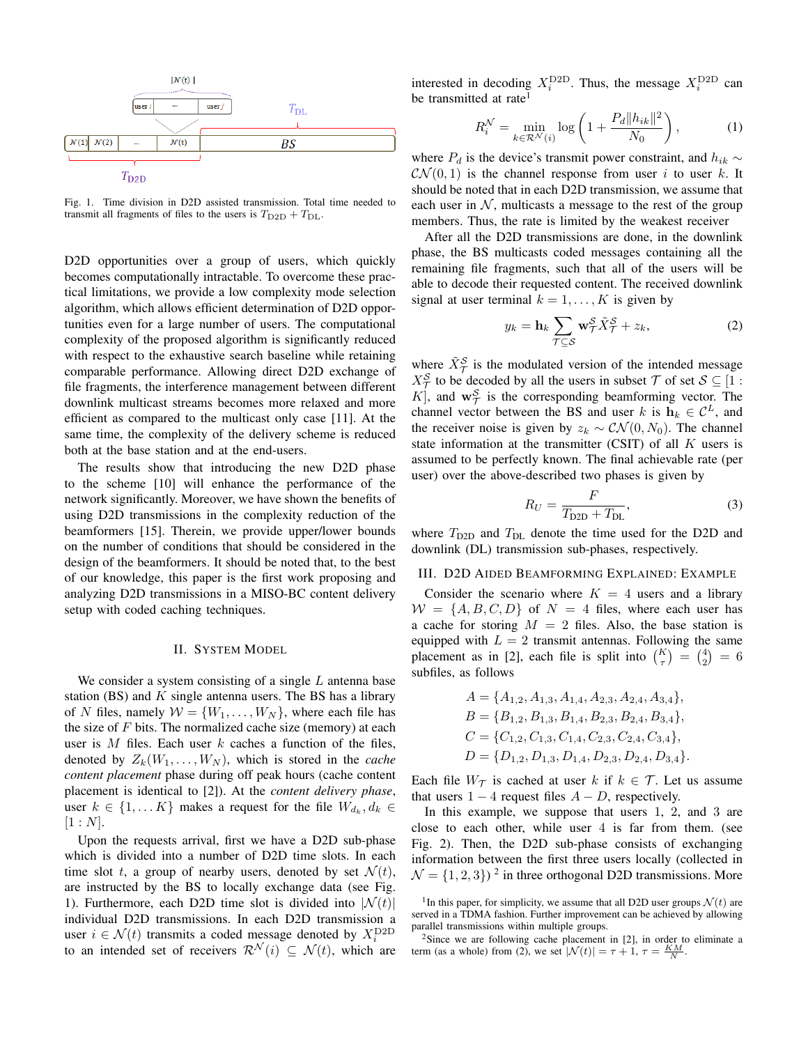Fig. 1. Time division in D2D assisted transmission. Total time needed to transmit all fragments of files to the users is $T_{\text{D2D}} + T_{\text{DL}}$.

D2D opportunities over a group of users, which quickly becomes computationally intractable. To overcome these practical limitations, we provide a low complexity mode selection algorithm, which allows efficient determination of D2D opportunities even for a large number of users. The computational complexity of the proposed algorithm is significantly reduced with respect to the exhaustive search baseline while retaining comparable performance. Allowing direct D2D exchange of file fragments, the interference management between different downlink multicast streams becomes more relaxed and more efficient as compared to the multicast only case [11]. At the same time, the complexity of the delivery scheme is reduced both at the base station and at the end-users.

The results show that introducing the new D2D phase to the scheme [10] will enhance the performance of the network significantly. Moreover, we have shown the benefits of using D2D transmissions in the complexity reduction of the beamformers [15]. Therein, we provide upper/lower bounds on the number of conditions that should be considered in the design of the beamformers. It should be noted that, to the best of our knowledge, this paper is the first work proposing and analyzing D2D transmissions in a MISO-BC content delivery setup with coded caching techniques.

## II. System Model

We consider a system consisting of a single $L$ antenna base station (BS) and $K$ single antenna users. The BS has a library of $N$ files, namely $\mathcal{W} = \{W_1, \ldots, W_N\}$, where each file has the size of $F$ bits. The normalized cache size (memory) at each user is $M$ files. Each user $k$ caches a function of the files, denoted by $Z_k(W_1, \ldots, W_N)$, which is stored in the *cache content placement* phase during off peak hours (cache content placement is identical to [2]). At the *content delivery phase*, user $k \in \{1, \ldots K\}$ makes a request for the file $W_{d_k}, d_k \in [1:N]$.

Upon the requests arrival, first we have a D2D sub-phase which is divided into a number of D2D time slots. In each time slot $t$, a group of nearby users, denoted by set $\mathcal{N}(t)$, are instructed by the BS to locally exchange data (see Fig. 1). Furthermore, each D2D time slot is divided into $|\mathcal{N}(t)|$ individual D2D transmissions. In each D2D transmission a user $i \in \mathcal{N}(t)$ transmits a coded message denoted by $X_i^{\text{D2D}}$ to an intended set of receivers $\mathcal{R}^{\mathcal{N}}(i) \subseteq \mathcal{N}(t)$, which are interested in decoding $X_i^{\text{D2D}}$. Thus, the message $X_i^{\text{D2D}}$ can be transmitted at rate[1]

$$R_i^{\mathcal{N}} = \min_{k \in \mathcal{R}^{\mathcal{N}}(i)} \log\left(1 + \frac{P_d \|h_{ik}\|^2}{N_0}\right), \tag{1}$$

where $P_d$ is the device's transmit power constraint, and $h_{ik} \sim \mathcal{CN}(0, 1)$ is the channel response from user $i$ to user $k$. It should be noted that in each D2D transmission, we assume that each user in $\mathcal{N}$, multicasts a message to the rest of the group members. Thus, the rate is limited by the weakest receiver

After all the D2D transmissions are done, in the downlink phase, the BS multicasts coded messages containing all the remaining file fragments, such that all of the users will be able to decode their requested content. The received downlink signal at user terminal $k = 1, \ldots, K$ is given by

$$y_k = \mathbf{h}_k \sum_{\mathcal{T} \subseteq \mathcal{S}} \mathbf{w}_{\mathcal{T}}^{\mathcal{S}} \tilde{X}_{\mathcal{T}}^{\mathcal{S}} + z_k, \tag{2}$$

where $\tilde{X}_{\mathcal{T}}^{\mathcal{S}}$ is the modulated version of the intended message $X_{\mathcal{T}}^{\mathcal{S}}$ to be decoded by all the users in subset $\mathcal{T}$ of set $\mathcal{S} \subseteq [1:K]$, and $\mathbf{w}_{\mathcal{T}}^{\mathcal{S}}$ is the corresponding beamforming vector. The channel vector between the BS and user $k$ is $\mathbf{h}_k \in \mathcal{C}^L$, and the receiver noise is given by $z_k \sim \mathcal{CN}(0, N_0)$. The channel state information at the transmitter (CSIT) of all $K$ users is assumed to be perfectly known. The final achievable rate (per user) over the above-described two phases is given by

$$R_U = \frac{F}{T_{\text{D2D}} + T_{\text{DL}}}, \tag{3}$$

where $T_{\text{D2D}}$ and $T_{\text{DL}}$ denote the time used for the D2D and downlink (DL) transmission sub-phases, respectively.

## III. D2D Aided Beamforming Explained: Example

Consider the scenario where $K = 4$ users and a library $\mathcal{W} = \{A, B, C, D\}$ of $N = 4$ files, where each user has a cache for storing $M = 2$ files. Also, the base station is equipped with $L = 2$ transmit antennas. Following the same placement as in [2], each file is split into $\binom{K}{\tau} = \binom{4}{2} = 6$ subfiles, as follows

$$\begin{aligned}
A &= \{A_{1,2}, A_{1,3}, A_{1,4}, A_{2,3}, A_{2,4}, A_{3,4}\}, \\
B &= \{B_{1,2}, B_{1,3}, B_{1,4}, B_{2,3}, B_{2,4}, B_{3,4}\}, \\
C &= \{C_{1,2}, C_{1,3}, C_{1,4}, C_{2,3}, C_{2,4}, C_{3,4}\}, \\
D &= \{D_{1,2}, D_{1,3}, D_{1,4}, D_{2,3}, D_{2,4}, D_{3,4}\}.
\end{aligned}$$

Each file $W_{\mathcal{T}}$ is cached at user $k$ if $k \in \mathcal{T}$. Let us assume that users $1-4$ request files $A-D$, respectively.

In this example, we suppose that users 1, 2, and 3 are close to each other, while user 4 is far from them. (see Fig. 2). Then, the D2D sub-phase consists of exchanging information between the first three users locally (collected in $\mathcal{N} = \{1, 2, 3\}$) [2] in three orthogonal D2D transmissions. More

[1] In this paper, for simplicity, we assume that all D2D user groups $\mathcal{N}(t)$ are served in a TDMA fashion. Further improvement can be achieved by allowing parallel transmissions within multiple groups.

[2] Since we are following cache placement in [2], in order to eliminate a term (as a whole) from (2), we set $|\mathcal{N}(t)| = \tau + 1$, $\tau = \frac{KM}{N}$.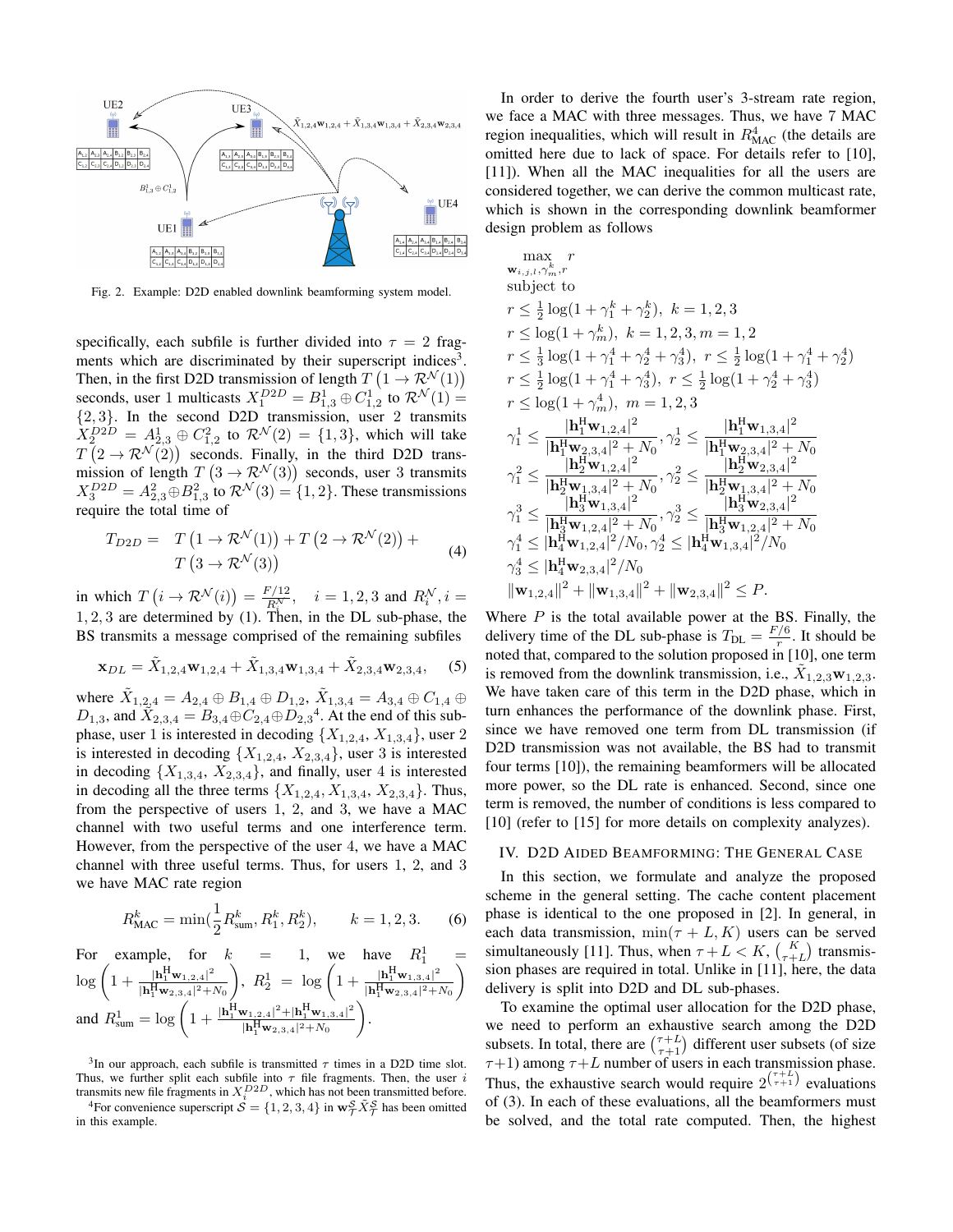Fig. 2. Example: D2D enabled downlink beamforming system model.

specifically, each subfile is further divided into $\tau = 2$ fragments which are discriminated by their superscript indices[3]. Then, in the first D2D transmission of length $T\left(1 \rightarrow \mathcal{R}^{\mathcal{N}}(1)\right)$ seconds, user 1 multicasts $X_1^{D2D} = B_{1,3}^1 \oplus C_{1,2}^1$ to $\mathcal{R}^{\mathcal{N}}(1) = \{2,3\}$. In the second D2D transmission, user 2 transmits $X_2^{D2D} = A_{2,3}^1 \oplus C_{1,2}^2$ to $\mathcal{R}^{\mathcal{N}}(2) = \{1,3\}$, which will take $T\left(2 \rightarrow \mathcal{R}^{\mathcal{N}}(2)\right)$ seconds. Finally, in the third D2D transmission of length $T\left(3 \rightarrow \mathcal{R}^{\mathcal{N}}(3)\right)$ seconds, user 3 transmits $X_3^{D2D} = A_{2,3}^2 \oplus B_{1,3}^2$ to $\mathcal{R}^{\mathcal{N}}(3) = \{1,2\}$. These transmissions require the total time of

$$T_{D2D} = \quad T\left(1 \rightarrow \mathcal{R}^{\mathcal{N}}(1)\right) + T\left(2 \rightarrow \mathcal{R}^{\mathcal{N}}(2)\right) + T\left(3 \rightarrow \mathcal{R}^{\mathcal{N}}(3)\right) \tag{4}$$

in which $T\left(i \rightarrow \mathcal{R}^{\mathcal{N}}(i)\right) = \frac{F/12}{R_i^{\mathcal{N}}}, \quad i = 1,2,3$ and $R_i^{\mathcal{N}}, i = 1,2,3$ are determined by (1). Then, in the DL sub-phase, the BS transmits a message comprised of the remaining subfiles

$$\mathbf{x}_{DL} = \tilde{X}_{1,2,4}\mathbf{w}_{1,2,4} + \tilde{X}_{1,3,4}\mathbf{w}_{1,3,4} + \tilde{X}_{2,3,4}\mathbf{w}_{2,3,4}, \tag{5}$$

where $\tilde{X}_{1,2,4} = A_{2,4} \oplus B_{1,4} \oplus D_{1,2}$, $\tilde{X}_{1,3,4} = A_{3,4} \oplus C_{1,4} \oplus D_{1,3}$, and $\tilde{X}_{2,3,4} = B_{3,4} \oplus C_{2,4} \oplus D_{2,3}$[4]. At the end of this sub-phase, user 1 is interested in decoding $\{X_{1,2,4}, X_{1,3,4}\}$, user 2 is interested in decoding $\{X_{1,2,4}, X_{2,3,4}\}$, user 3 is interested in decoding $\{X_{1,3,4}, X_{2,3,4}\}$, and finally, user 4 is interested in decoding all the three terms $\{X_{1,2,4}, X_{1,3,4}, X_{2,3,4}\}$. Thus, from the perspective of users 1, 2, and 3, we have a MAC channel with two useful terms and one interference term. However, from the perspective of the user 4, we have a MAC channel with three useful terms. Thus, for users 1, 2, and 3 we have MAC rate region

$$R_{\text{MAC}}^k = \min\left(\frac{1}{2}R_{\text{sum}}^k, R_1^k, R_2^k\right), \qquad k = 1,2,3. \tag{6}$$

For example, for $k = 1$, we have $R_1^1 = \log\left(1 + \frac{|\mathbf{h}_1^{\text{H}}\mathbf{w}_{1,2,4}|^2}{|\mathbf{h}_1^{\text{H}}\mathbf{w}_{2,3,4}|^2 + N_0}\right)$, $R_2^1 = \log\left(1 + \frac{|\mathbf{h}_1^{\text{H}}\mathbf{w}_{1,3,4}|^2}{|\mathbf{h}_1^{\text{H}}\mathbf{w}_{2,3,4}|^2 + N_0}\right)$ and $R_{\text{sum}}^1 = \log\left(1 + \frac{|\mathbf{h}_1^{\text{H}}\mathbf{w}_{1,2,4}|^2 + |\mathbf{h}_1^{\text{H}}\mathbf{w}_{1,3,4}|^2}{|\mathbf{h}_1^{\text{H}}\mathbf{w}_{2,3,4}|^2 + N_0}\right)$.

[3] In our approach, each subfile is transmitted $\tau$ times in a D2D time slot. Thus, we further split each subfile into $\tau$ file fragments. Then, the user $i$ transmits new file fragments in $X_i^{D2D}$, which has not been transmitted before.

[4] For convenience superscript $\mathcal{S} = \{1,2,3,4\}$ in $\mathbf{w}_{\mathcal{T}}^{\mathcal{S}}\tilde{X}_{\mathcal{T}}^{\mathcal{S}}$ has been omitted in this example.

In order to derive the fourth user's 3-stream rate region, we face a MAC with three messages. Thus, we have 7 MAC region inequalities, which will result in $R_{\text{MAC}}^4$ (the details are omitted here due to lack of space. For details refer to [10], [11]). When all the MAC inequalities for all the users are considered together, we can derive the common multicast rate, which is shown in the corresponding downlink beamformer design problem as follows

$$\max_{\mathbf{w}_{i,j,l},\gamma_m^k, r} \quad r$$

subject to

$$
\begin{aligned}
& r \leq \tfrac{1}{2}\log(1 + \gamma_1^k + \gamma_2^k), \;\; k = 1,2,3 \\
& r \leq \log(1 + \gamma_m^k), \;\; k = 1,2,3, m = 1,2 \\
& r \leq \tfrac{1}{3}\log(1 + \gamma_1^4 + \gamma_2^4 + \gamma_3^4), \;\; r \leq \tfrac{1}{2}\log(1 + \gamma_1^4 + \gamma_2^4) \\
& r \leq \tfrac{1}{2}\log(1 + \gamma_1^4 + \gamma_3^4), \;\; r \leq \tfrac{1}{2}\log(1 + \gamma_2^4 + \gamma_3^4) \\
& r \leq \log(1 + \gamma_m^4), \;\; m = 1,2,3 \\
& \gamma_1^1 \leq \frac{|\mathbf{h}_1^{\text{H}}\mathbf{w}_{1,2,4}|^2}{|\mathbf{h}_1^{\text{H}}\mathbf{w}_{2,3,4}|^2 + N_0}, \gamma_2^1 \leq \frac{|\mathbf{h}_1^{\text{H}}\mathbf{w}_{1,3,4}|^2}{|\mathbf{h}_1^{\text{H}}\mathbf{w}_{2,3,4}|^2 + N_0} \\
& \gamma_1^2 \leq \frac{|\mathbf{h}_2^{\text{H}}\mathbf{w}_{1,2,4}|^2}{|\mathbf{h}_2^{\text{H}}\mathbf{w}_{1,3,4}|^2 + N_0}, \gamma_2^2 \leq \frac{|\mathbf{h}_2^{\text{H}}\mathbf{w}_{2,3,4}|^2}{|\mathbf{h}_2^{\text{H}}\mathbf{w}_{1,3,4}|^2 + N_0} \\
& \gamma_1^3 \leq \frac{|\mathbf{h}_3^{\text{H}}\mathbf{w}_{1,3,4}|^2}{|\mathbf{h}_3^{\text{H}}\mathbf{w}_{1,2,4}|^2 + N_0}, \gamma_2^3 \leq \frac{|\mathbf{h}_3^{\text{H}}\mathbf{w}_{2,3,4}|^2}{|\mathbf{h}_3^{\text{H}}\mathbf{w}_{1,2,4}|^2 + N_0} \\
& \gamma_1^4 \leq |\mathbf{h}_4^{\text{H}}\mathbf{w}_{1,2,4}|^2/N_0, \gamma_2^4 \leq |\mathbf{h}_4^{\text{H}}\mathbf{w}_{1,3,4}|^2/N_0 \\
& \gamma_3^4 \leq |\mathbf{h}_4^{\text{H}}\mathbf{w}_{2,3,4}|^2/N_0 \\
& \|\mathbf{w}_{1,2,4}\|^2 + \|\mathbf{w}_{1,3,4}\|^2 + \|\mathbf{w}_{2,3,4}\|^2 \leq P.
\end{aligned}
$$

Where $P$ is the total available power at the BS. Finally, the delivery time of the DL sub-phase is $T_{\text{DL}} = \frac{F/6}{r}$. It should be noted that, compared to the solution proposed in [10], one term is removed from the downlink transmission, i.e., $\tilde{X}_{1,2,3}\mathbf{w}_{1,2,3}$. We have taken care of this term in the D2D phase, which in turn enhances the performance of the downlink phase. First, since we have removed one term from DL transmission (if D2D transmission was not available, the BS had to transmit four terms [10]), the remaining beamformers will be allocated more power, so the DL rate is enhanced. Second, since one term is removed, the number of conditions is less compared to [10] (refer to [15] for more details on complexity analyzes).

## IV. D2D Aided Beamforming: The General Case

In this section, we formulate and analyze the proposed scheme in the general setting. The cache content placement phase is identical to the one proposed in [2]. In general, in each data transmission, $\min(\tau + L, K)$ users can be served simultaneously [11]. Thus, when $\tau + L < K$, $\binom{K}{\tau+L}$ transmission phases are required in total. Unlike in [11], here, the data delivery is split into D2D and DL sub-phases.

To examine the optimal user allocation for the D2D phase, we need to perform an exhaustive search among the D2D subsets. In total, there are $\binom{\tau+L}{\tau+1}$ different user subsets (of size $\tau+1$) among $\tau+L$ number of users in each transmission phase. Thus, the exhaustive search would require $2^{\binom{\tau+L}{\tau+1}}$ evaluations of (3). In each of these evaluations, all the beamformers must be solved, and the total rate computed. Then, the highest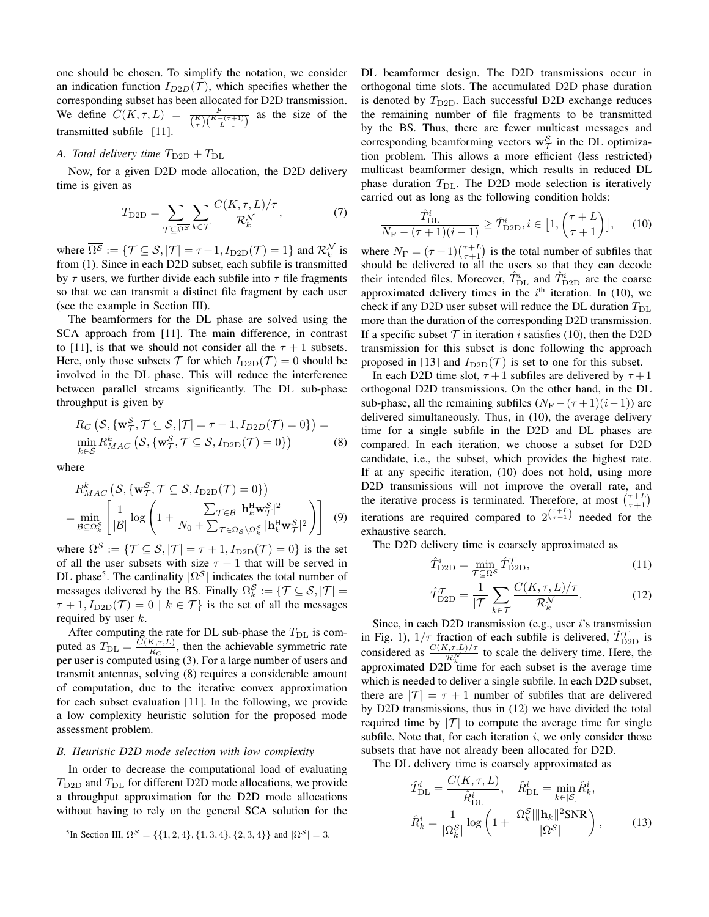one should be chosen. To simplify the notation, we consider an indication function $I_{D2D}(\mathcal{T})$, which specifies whether the corresponding subset has been allocated for D2D transmission. We define $C(K,\tau,L) = \frac{F}{\binom{K}{\tau}\binom{K-(\tau+1)}{L-1}}$ as the size of the transmitted subfile [11].

### A. Total delivery time $T_{\text{D2D}} + T_{\text{DL}}$

Now, for a given D2D mode allocation, the D2D delivery time is given as

$$T_{\text{D2D}} = \sum_{\mathcal{T} \subseteq \overline{\Omega^{\mathcal{S}}}} \sum_{k \in \mathcal{T}} \frac{C(K,\tau,L)/\tau}{\mathcal{R}_k^{\mathcal{N}}}, \tag{7}$$

where $\overline{\Omega^{\mathcal{S}}} := \{\mathcal{T} \subseteq \mathcal{S}, |\mathcal{T}| = \tau+1, I_{\text{D2D}}(\mathcal{T}) = 1\}$ and $\mathcal{R}_k^{\mathcal{N}}$ is from (1). Since in each D2D subset, each subfile is transmitted by $\tau$ users, we further divide each subfile into $\tau$ file fragments so that we can transmit a distinct file fragment by each user (see the example in Section III).

The beamformers for the DL phase are solved using the SCA approach from [11]. The main difference, in contrast to [11], is that we should not consider all the $\tau+1$ subsets. Here, only those subsets $\mathcal{T}$ for which $I_{\text{D2D}}(\mathcal{T}) = 0$ should be involved in the DL phase. This will reduce the interference between parallel streams significantly. The DL sub-phase throughput is given by

$$\begin{aligned} &R_C\left(\mathcal{S}, \{\mathbf{w}_{\mathcal{T}}^{\mathcal{S}}, \mathcal{T} \subseteq \mathcal{S}, |\mathcal{T}| = \tau+1, I_{D2D}(\mathcal{T}) = 0\}\right) = \\ &\min_{k \in \mathcal{S}} R_{MAC}^k\left(\mathcal{S}, \{\mathbf{w}_{\mathcal{T}}^{\mathcal{S}}, \mathcal{T} \subseteq \mathcal{S}, I_{\text{D2D}}(\mathcal{T}) = 0\}\right) \end{aligned} \tag{8}$$

where

$$\begin{aligned} &R_{MAC}^k\left(\mathcal{S}, \{\mathbf{w}_{\mathcal{T}}^{\mathcal{S}}, \mathcal{T} \subseteq \mathcal{S}, I_{\text{D2D}}(\mathcal{T}) = 0\}\right) \\ &= \min_{\mathcal{B} \subseteq \Omega_k^{\mathcal{S}}} \left[\frac{1}{|\mathcal{B}|} \log\left(1 + \frac{\sum_{\mathcal{T} \in \mathcal{B}} |\mathbf{h}_k^{\text{H}} \mathbf{w}_{\mathcal{T}}^{\mathcal{S}}|^2}{N_0 + \sum_{\mathcal{T} \in \Omega_{\mathcal{S}} \setminus \Omega_k^{\mathcal{S}}} |\mathbf{h}_k^{\text{H}} \mathbf{w}_{\mathcal{T}}^{\mathcal{S}}|^2}\right)\right] \end{aligned} \tag{9}$$

where $\Omega^{\mathcal{S}} := \{\mathcal{T} \subseteq \mathcal{S}, |\mathcal{T}| = \tau+1, I_{\text{D2D}}(\mathcal{T}) = 0\}$ is the set of all the user subsets with size $\tau+1$ that will be served in DL phase[5]. The cardinality $|\Omega^{\mathcal{S}}|$ indicates the total number of messages delivered by the BS. Finally $\Omega_k^{\mathcal{S}} := \{\mathcal{T} \subseteq \mathcal{S}, |\mathcal{T}| = \tau+1, I_{\text{D2D}}(\mathcal{T}) = 0 \mid k \in \mathcal{T}\}$ is the set of all the messages required by user $k$.

After computing the rate for DL sub-phase the $T_{\text{DL}}$ is computed as $T_{\text{DL}} = \frac{C(K,\tau,L)}{R_C}$, then the achievable symmetric rate per user is computed using (3). For a large number of users and transmit antennas, solving (8) requires a considerable amount of computation, due to the iterative convex approximation for each subset evaluation [11]. In the following, we provide a low complexity heuristic solution for the proposed mode assessment problem.

### B. Heuristic D2D mode selection with low complexity

In order to decrease the computational load of evaluating $T_{\text{D2D}}$ and $T_{\text{DL}}$ for different D2D mode allocations, we provide a throughput approximation for the D2D mode allocations without having to rely on the general SCA solution for the DL beamformer design. The D2D transmissions occur in orthogonal time slots. The accumulated D2D phase duration is denoted by $T_{\text{D2D}}$. Each successful D2D exchange reduces the remaining number of file fragments to be transmitted by the BS. Thus, there are fewer multicast messages and corresponding beamforming vectors $\mathbf{w}_{\mathcal{T}}^{\mathcal{S}}$ in the DL optimization problem. This allows a more efficient (less restricted) multicast beamformer design, which results in reduced DL phase duration $T_{\text{DL}}$. The D2D mode selection is iteratively carried out as long as the following condition holds:

$$\frac{\hat{T}_{\text{DL}}^i}{N_{\text{F}} - (\tau+1)(i-1)} \geq \hat{T}_{\text{D2D}}^i, i \in \left[1, \binom{\tau+L}{\tau+1}\right], \tag{10}$$

where $N_{\text{F}} = (\tau+1)\binom{\tau+L}{\tau+1}$ is the total number of subfiles that should be delivered to all the users so that they can decode their intended files. Moreover, $\hat{T}_{\text{DL}}^i$ and $\hat{T}_{\text{D2D}}^i$ are the coarse approximated delivery times in the $i^{\text{th}}$ iteration. In (10), we check if any D2D user subset will reduce the DL duration $T_{\text{DL}}$ more than the duration of the corresponding D2D transmission. If a specific subset $\mathcal{T}$ in iteration $i$ satisfies (10), then the D2D transmission for this subset is done following the approach proposed in [13] and $I_{\text{D2D}}(\mathcal{T})$ is set to one for this subset.

In each D2D time slot, $\tau+1$ subfiles are delivered by $\tau+1$ orthogonal D2D transmissions. On the other hand, in the DL sub-phase, all the remaining subfiles ($N_{\text{F}} - (\tau+1)(i-1)$) are delivered simultaneously. Thus, in (10), the average delivery time for a single subfile in the D2D and DL phases are compared. In each iteration, we choose a subset for D2D candidate, i.e., the subset, which provides the highest rate. If at any specific iteration, (10) does not hold, using more D2D transmissions will not improve the overall rate, and the iterative process is terminated. Therefore, at most $\binom{\tau+L}{\tau+1}$ iterations are required compared to $2^{\binom{\tau+L}{\tau+1}}$ needed for the exhaustive search.

The D2D delivery time is coarsely approximated as

$$\hat{T}_{\text{D2D}}^i = \min_{\mathcal{T} \subseteq \Omega^{\mathcal{S}}} \hat{T}_{\text{D2D}}^{\mathcal{T}}, \tag{11}$$

$$\hat{T}_{\text{D2D}}^{\mathcal{T}} = \frac{1}{|\mathcal{T}|} \sum_{k \in \mathcal{T}} \frac{C(K,\tau,L)/\tau}{\mathcal{R}_k^{\mathcal{N}}}. \tag{12}$$

Since, in each D2D transmission (e.g., user $i$'s transmission in Fig. 1), $1/\tau$ fraction of each subfile is delivered, $\hat{T}_{\text{D2D}}^{\mathcal{T}}$ is considered as $\frac{C(K,\tau,L)/\tau}{\mathcal{R}_k^{\mathcal{N}}}$ to scale the delivery time. Here, the approximated D2D time for each subset is the average time which is needed to deliver a single subfile. In each D2D subset, there are $|\mathcal{T}| = \tau+1$ number of subfiles that are delivered by D2D transmissions, thus in (12) we have divided the total required time by $|\mathcal{T}|$ to compute the average time for single subfile. Note that, for each iteration $i$, we only consider those subsets that have not already been allocated for D2D.

The DL delivery time is coarsely approximated as

$$\begin{aligned} &\hat{T}_{\text{DL}}^i = \frac{C(K,\tau,L)}{\hat{R}_{\text{DL}}^i}, \quad \hat{R}_{\text{DL}}^i = \min_{k \in [\mathcal{S}]} \hat{R}_k^i, \\ &\hat{R}_k^i = \frac{1}{|\Omega_k^{\mathcal{S}}|} \log\left(1 + \frac{|\Omega_k^{\mathcal{S}}| \|\mathbf{h}_k\|^2 \text{SNR}}{|\Omega^{\mathcal{S}}|}\right), \end{aligned} \tag{13}$$

[5] In Section III, $\Omega^{\mathcal{S}} = \{\{1,2,4\},\{1,3,4\},\{2,3,4\}\}$ and $|\Omega^{\mathcal{S}}| = 3$.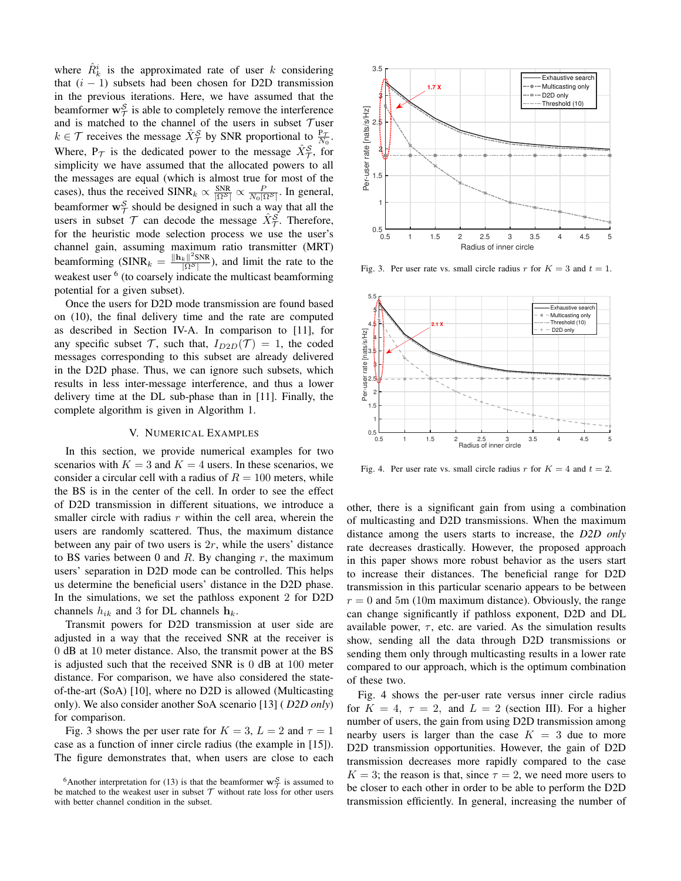where $\hat{R}_k^i$ is the approximated rate of user $k$ considering that $(i-1)$ subsets had been chosen for D2D transmission in the previous iterations. Here, we have assumed that the beamformer $\mathbf{w}_{\mathcal{T}}^{\mathcal{S}}$ is able to completely remove the interference and is matched to the channel of the users in subset $\mathcal{T}$ user $k \in \mathcal{T}$ receives the message $\hat{X}_{\mathcal{T}}^{\mathcal{S}}$ by SNR proportional to $\frac{\mathrm{P}_{\mathcal{T}}}{N_0}$. Where, $\mathrm{P}_{\mathcal{T}}$ is the dedicated power to the message $\hat{X}_{\mathcal{T}}^{\mathcal{S}}$, for simplicity we have assumed that the allocated powers to all the messages are equal (which is almost true for most of the cases), thus the received $\mathrm{SINR}_k \propto \frac{\mathrm{SNR}}{|\Omega^{\mathcal{S}}|} \propto \frac{P}{N_0|\Omega^{\mathcal{S}}|}$. In general, beamformer $\mathbf{w}_{\mathcal{T}}^{\mathcal{S}}$ should be designed in such a way that all the users in subset $\mathcal{T}$ can decode the message $\hat{X}_{\mathcal{T}}^{\mathcal{S}}$. Therefore, for the heuristic mode selection process we use the user's channel gain, assuming maximum ratio transmitter (MRT) beamforming ($\mathrm{SINR}_k = \frac{\|\mathbf{h}_k\|^2 \mathrm{SNR}}{|\Omega^{\mathcal{S}}|}$), and limit the rate to the weakest user [6] (to coarsely indicate the multicast beamforming potential for a given subset).

Once the users for D2D mode transmission are found based on (10), the final delivery time and the rate are computed as described in Section IV-A. In comparison to [11], for any specific subset $\mathcal{T}$, such that, $I_{D2D}(\mathcal{T}) = 1$, the coded messages corresponding to this subset are already delivered in the D2D phase. Thus, we can ignore such subsets, which results in less inter-message interference, and thus a lower delivery time at the DL sub-phase than in [11]. Finally, the complete algorithm is given in Algorithm 1.

## V. Numerical Examples

In this section, we provide numerical examples for two scenarios with $K = 3$ and $K = 4$ users. In these scenarios, we consider a circular cell with a radius of $R = 100$ meters, while the BS is in the center of the cell. In order to see the effect of D2D transmission in different situations, we introduce a smaller circle with radius $r$ within the cell area, wherein the users are randomly scattered. Thus, the maximum distance between any pair of two users is $2r$, while the users' distance to BS varies between 0 and $R$. By changing $r$, the maximum users' separation in D2D mode can be controlled. This helps us determine the beneficial users' distance in the D2D phase. In the simulations, we set the pathloss exponent 2 for D2D channels $h_{ik}$ and 3 for DL channels $\mathbf{h}_k$.

Transmit powers for D2D transmission at user side are adjusted in a way that the received SNR at the receiver is 0 dB at 10 meter distance. Also, the transmit power at the BS is adjusted such that the received SNR is 0 dB at 100 meter distance. For comparison, we have also considered the state-of-the-art (SoA) [10], where no D2D is allowed (Multicasting only). We also consider another SoA scenario [13] ( *D2D only*) for comparison.

Fig. 3 shows the per user rate for $K = 3$, $L = 2$ and $\tau = 1$ case as a function of inner circle radius (the example in [15]). The figure demonstrates that, when users are close to each other, there is a significant gain from using a combination of multicasting and D2D transmissions. When the maximum distance among the users starts to increase, the *D2D only* rate decreases drastically. However, the proposed approach in this paper shows more robust behavior as the users start to increase their distances. The beneficial range for D2D transmission in this particular scenario appears to be between $r = 0$ and 5m (10m maximum distance). Obviously, the range can change significantly if pathloss exponent, D2D and DL available power, $\tau$, etc. are varied. As the simulation results show, sending all the data through D2D transmissions or sending them only through multicasting results in a lower rate compared to our approach, which is the optimum combination of these two.

Fig. 3. Per user rate vs. small circle radius $r$ for $K = 3$ and $t = 1$.

Fig. 4. Per user rate vs. small circle radius $r$ for $K = 4$ and $t = 2$.

Fig. 4 shows the per-user rate versus inner circle radius for $K = 4$, $\tau = 2$, and $L = 2$ (section III). For a higher number of users, the gain from using D2D transmission among nearby users is larger than the case $K = 3$ due to more D2D transmission opportunities. However, the gain of D2D transmission decreases more rapidly compared to the case $K = 3$; the reason is that, since $\tau = 2$, we need more users to be closer to each other in order to be able to perform the D2D transmission efficiently. In general, increasing the number of

[6] Another interpretation for (13) is that the beamformer $\mathbf{w}_{\mathcal{T}}^{\mathcal{S}}$ is assumed to be matched to the weakest user in subset $\mathcal{T}$ without rate loss for other users with better channel condition in the subset.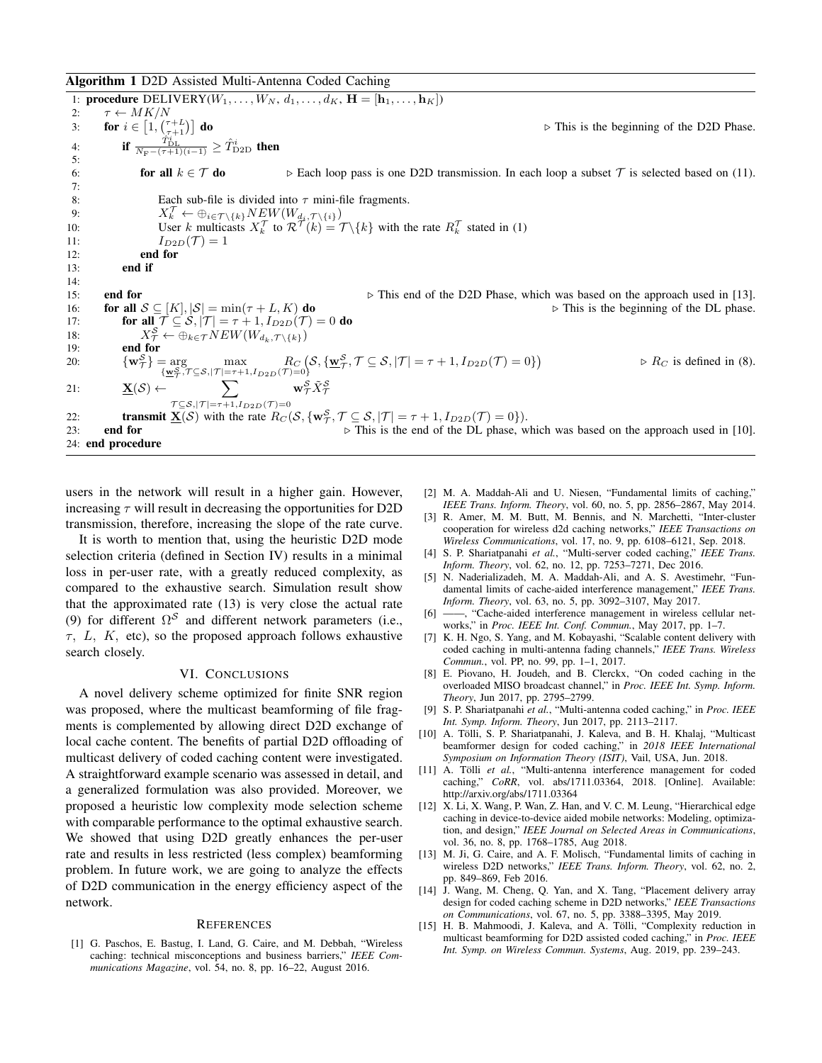**Algorithm 1** D2D Assisted Multi-Antenna Coded Caching

```
1: procedure DELIVERY(W_1, ..., W_N, d_1, ..., d_K, H = [h_1, ..., h_K])
2:     τ ← MK/N
3:     for i ∈ [1, (τ+L choose τ+1)] do                    ▷ This is the beginning of the D2D Phase.
4:         if T̂^i_DL / (N_F − (τ+1)(i−1)) ≥ T̂^i_D2D then
5:
6:             for all k ∈ T do        ▷ Each loop pass is one D2D transmission. In each loop a subset T is selected based on (11).
7:
8:                 Each sub-file is divided into τ mini-file fragments.
9:                 X^T_k ← ⊕_{i∈T\{k}} NEW(W_{d_i,T\{i}})
10:                User k multicasts X^T_k to R^T(k) = T\{k} with the rate R^T_k stated in (1)
11:                I_{D2D}(T) = 1
12:            end for
13:        end if
14:
15:    end for                                ▷ This end of the D2D Phase, which was based on the approach used in [13].
16:    for all S ⊆ [K], |S| = min(τ + L, K) do                   ▷ This is the beginning of the DL phase.
17:        for all T ⊆ S, |T| = τ + 1, I_{D2D}(T) = 0 do
18:            X^S_T ← ⊕_{k∈T} NEW(W_{d_k,T\{k}})
19:        end for
20:        {w^S_T} = arg max_{{w^S_T, T⊆S, |T|=τ+1, I_{D2D}(T)=0}} R_C(S, {w^S_T, T ⊆ S, |T| = τ + 1, I_{D2D}(T) = 0})   ▷ R_C is defined in (8).
21:        X(S) ← Σ_{T⊆S, |T|=τ+1, I_{D2D}(T)=0} w^S_T X̃^S_T
22:        transmit X(S) with the rate R_C(S, {w^S_T, T ⊆ S, |T| = τ + 1, I_{D2D}(T) = 0}).
23:    end for                    ▷ This is the end of the DL phase, which was based on the approach used in [10].
24: end procedure
```

users in the network will result in a higher gain. However, increasing $\tau$ will result in decreasing the opportunities for D2D transmission, therefore, increasing the slope of the rate curve.

It is worth to mention that, using the heuristic D2D mode selection criteria (defined in Section IV) results in a minimal loss in per-user rate, with a greatly reduced complexity, as compared to the exhaustive search. Simulation result show that the approximated rate (13) is very close the actual rate (9) for different $\Omega^{\mathcal{S}}$ and different network parameters (i.e., $\tau$, $L$, $K$, etc), so the proposed approach follows exhaustive search closely.

## VI. Conclusions

A novel delivery scheme optimized for finite SNR region was proposed, where the multicast beamforming of file fragments is complemented by allowing direct D2D exchange of local cache content. The benefits of partial D2D offloading of multicast delivery of coded caching content were investigated. A straightforward example scenario was assessed in detail, and a generalized formulation was also provided. Moreover, we proposed a heuristic low complexity mode selection scheme with comparable performance to the optimal exhaustive search. We showed that using D2D greatly enhances the per-user rate and results in less restricted (less complex) beamforming problem. In future work, we are going to analyze the effects of D2D communication in the energy efficiency aspect of the network.

## References

[1] G. Paschos, E. Bastug, I. Land, G. Caire, and M. Debbah, "Wireless caching: technical misconceptions and business barriers," *IEEE Communications Magazine*, vol. 54, no. 8, pp. 16–22, August 2016.

[2] M. A. Maddah-Ali and U. Niesen, "Fundamental limits of caching," *IEEE Trans. Inform. Theory*, vol. 60, no. 5, pp. 2856–2867, May 2014.

[3] R. Amer, M. M. Butt, M. Bennis, and N. Marchetti, "Inter-cluster cooperation for wireless d2d caching networks," *IEEE Transactions on Wireless Communications*, vol. 17, no. 9, pp. 6108–6121, Sep. 2018.

[4] S. P. Shariatpanahi *et al.*, "Multi-server coded caching," *IEEE Trans. Inform. Theory*, vol. 62, no. 12, pp. 7253–7271, Dec 2016.

[5] N. Naderializadeh, M. A. Maddah-Ali, and A. S. Avestimehr, "Fundamental limits of cache-aided interference management," *IEEE Trans. Inform. Theory*, vol. 63, no. 5, pp. 3092–3107, May 2017.

[6] ——, "Cache-aided interference management in wireless cellular networks," in *Proc. IEEE Int. Conf. Commun.*, May 2017, pp. 1–7.

[7] K. H. Ngo, S. Yang, and M. Kobayashi, "Scalable content delivery with coded caching in multi-antenna fading channels," *IEEE Trans. Wireless Commun.*, vol. PP, no. 99, pp. 1–1, 2017.

[8] E. Piovano, H. Joudeh, and B. Clerckx, "On coded caching in the overloaded MISO broadcast channel," in *Proc. IEEE Int. Symp. Inform. Theory*, Jun 2017, pp. 2795–2799.

[9] S. P. Shariatpanahi *et al.*, "Multi-antenna coded caching," in *Proc. IEEE Int. Symp. Inform. Theory*, Jun 2017, pp. 2113–2117.

[10] A. Tölli, S. P. Shariatpanahi, J. Kaleva, and B. H. Khalaj, "Multicast beamformer design for coded caching," in *2018 IEEE International Symposium on Information Theory (ISIT)*, Vail, USA, Jun. 2018.

[11] A. Tölli *et al.*, "Multi-antenna interference management for coded caching," *CoRR*, vol. abs/1711.03364, 2018. [Online]. Available: http://arxiv.org/abs/1711.03364

[12] X. Li, X. Wang, P. Wan, Z. Han, and V. C. M. Leung, "Hierarchical edge caching in device-to-device aided mobile networks: Modeling, optimization, and design," *IEEE Journal on Selected Areas in Communications*, vol. 36, no. 8, pp. 1768–1785, Aug 2018.

[13] M. Ji, G. Caire, and A. F. Molisch, "Fundamental limits of caching in wireless D2D networks," *IEEE Trans. Inform. Theory*, vol. 62, no. 2, pp. 849–869, Feb 2016.

[14] J. Wang, M. Cheng, Q. Yan, and X. Tang, "Placement delivery array design for coded caching scheme in D2D networks," *IEEE Transactions on Communications*, vol. 67, no. 5, pp. 3388–3395, May 2019.

[15] H. B. Mahmoodi, J. Kaleva, and A. Tölli, "Complexity reduction in multicast beamforming for D2D assisted coded caching," in *Proc. IEEE Int. Symp. on Wireless Commun. Systems*, Aug. 2019, pp. 239–243.